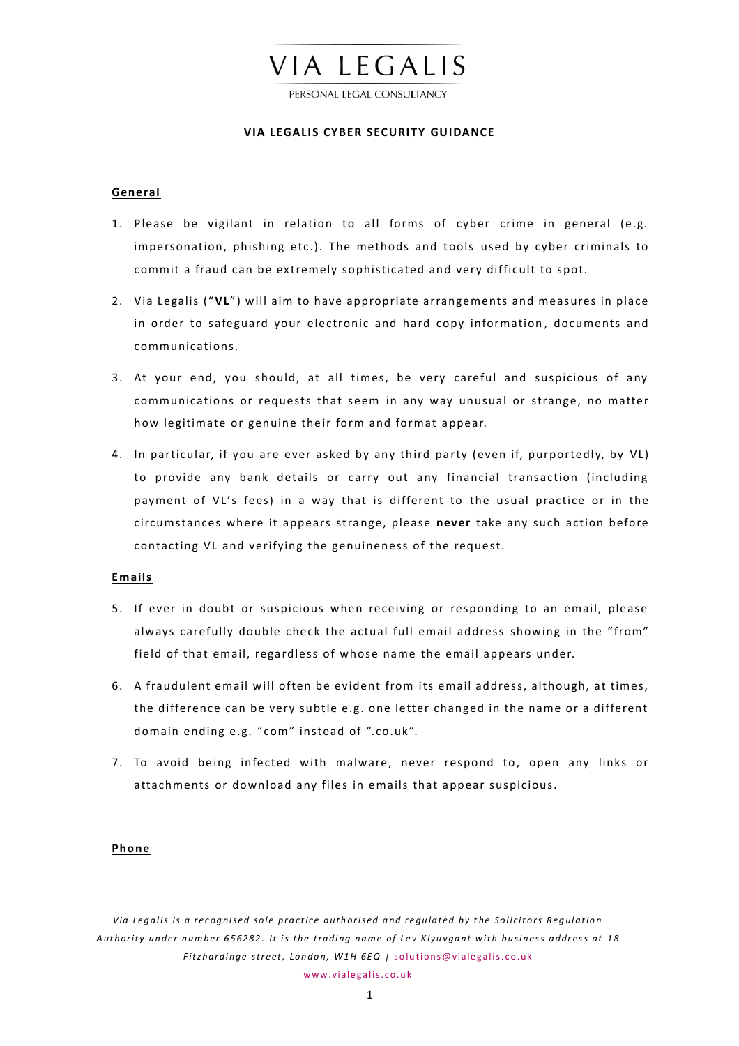# VIA LEGALIS

PERSONAL LEGAL CONSULTANCY

## VIA LEGALIS CYBER SECURITY GUIDANCE

### General

1. Please be vigilant in relation to all forms of cyber crime in general (e.g. impersonation, phishing etc.). The methods and tools used by cyber criminals to commit a fraud can be extremely sophisticated and very difficult to spot.
2. Via Legalis ("**VL**") will aim to have appropriate arrangements and measures in place in order to safeguard your electronic and hard copy information, documents and communications.
3. At your end, you should, at all times, be very careful and suspicious of any communications or requests that seem in any way unusual or strange, no matter how legitimate or genuine their form and format appear.
4. In particular, if you are ever asked by any third party (even if, purportedly, by VL) to provide any bank details or carry out any financial transaction (including payment of VL's fees) in a way that is different to the usual practice or in the circumstances where it appears strange, please **never** take any such action before contacting VL and verifying the genuineness of the request.

### Emails

5. If ever in doubt or suspicious when receiving or responding to an email, please always carefully double check the actual full email address showing in the "from" field of that email, regardless of whose name the email appears under.
6. A fraudulent email will often be evident from its email address, although, at times, the difference can be very subtle e.g. one letter changed in the name or a different domain ending e.g. "com" instead of ".co.uk".
7. To avoid being infected with malware, never respond to, open any links or attachments or download any files in emails that appear suspicious.

### Phone

*Via Legalis is a recognised sole practice authorised and regulated by the Solicitors Regulation Authority under number 656282. It is the trading name of Lev Klyuvgant with business address at 18 Fitzhardinge street, London, W1H 6EQ |* solutions@vialegalis.co.uk

www.vialegalis.co.uk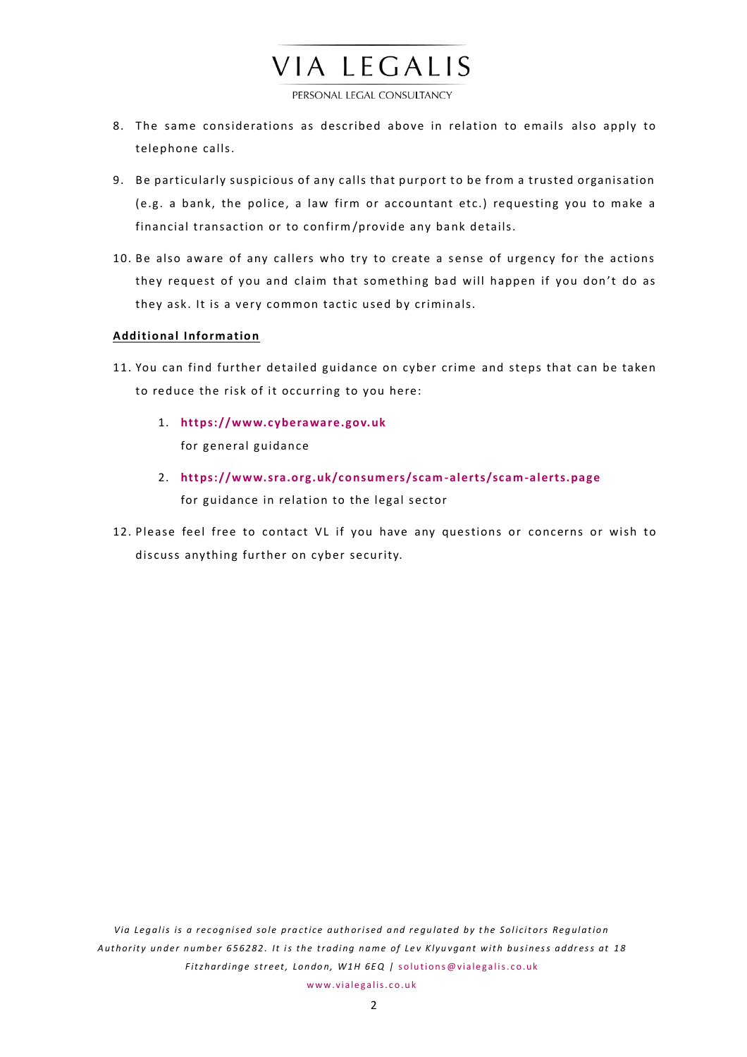8. The same considerations as described above in relation to emails also apply to telephone calls.

9. Be particularly suspicious of any calls that purport to be from a trusted organisation (e.g. a bank, the police, a law firm or accountant etc.) requesting you to make a financial transaction or to confirm/provide any bank details.

10. Be also aware of any callers who try to create a sense of urgency for the actions they request of you and claim that something bad will happen if you don't do as they ask. It is a very common tactic used by criminals.

**Additional Information**

11. You can find further detailed guidance on cyber crime and steps that can be taken to reduce the risk of it occurring to you here:

    1. **https://www.cyberaware.gov.uk**
       for general guidance

    2. **https://www.sra.org.uk/consumers/scam-alerts/scam-alerts.page**
       for guidance in relation to the legal sector

12. Please feel free to contact VL if you have any questions or concerns or wish to discuss anything further on cyber security.

*Via Legalis is a recognised sole practice authorised and regulated by the Solicitors Regulation Authority under number 656282. It is the trading name of Lev Klyuvgant with business address at 18 Fitzhardinge street, London, W1H 6EQ |* solutions@vialegalis.co.uk
www.vialegalis.co.uk